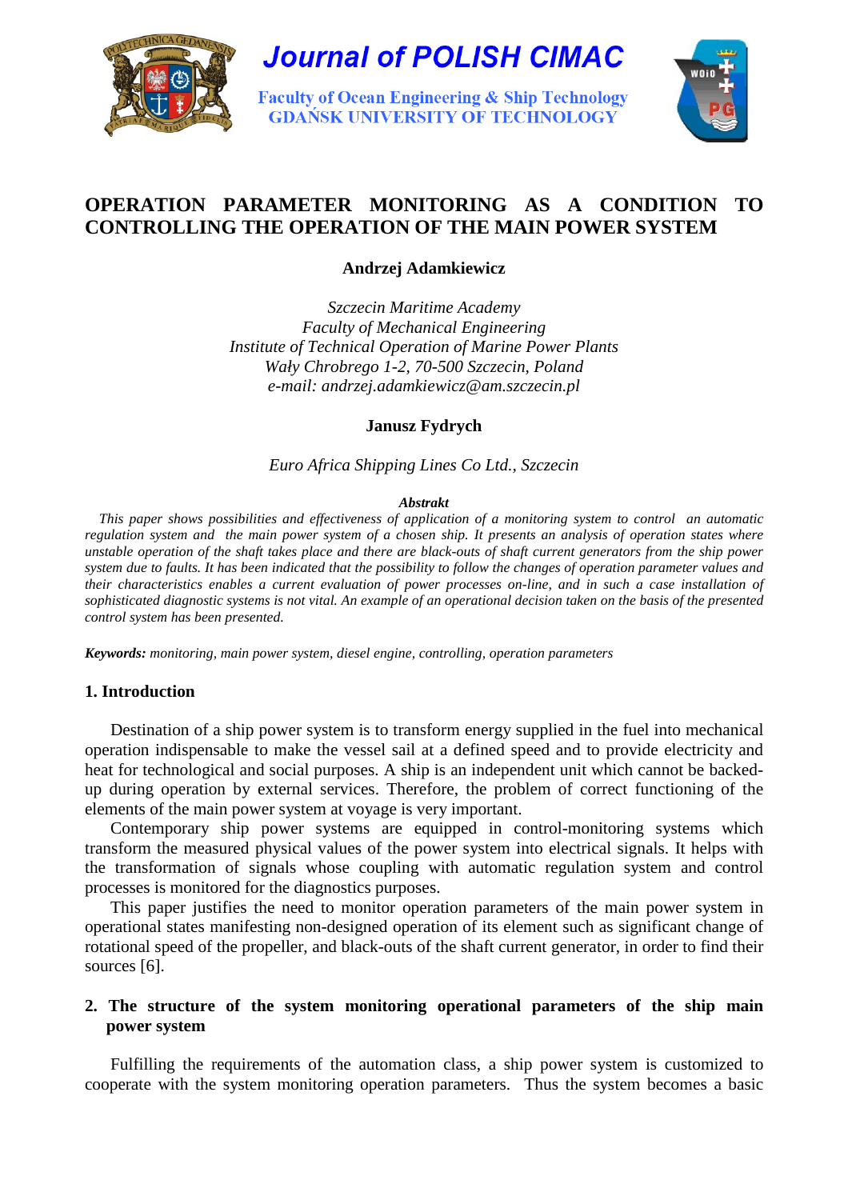# OPERATION PARAMETER MONITORING AS A CONDITION TO CONTROLLING THE OPERATION OF THE MAIN POWER SYSTEM

**Andrzej Adamkiewicz**

*Szczecin Maritime Academy*
*Faculty of Mechanical Engineering*
*Institute of Technical Operation of Marine Power Plants*
*Wały Chrobrego 1-2, 70-500 Szczecin, Poland*
*e-mail: andrzej.adamkiewicz@am.szczecin.pl*

**Janusz Fydrych**

*Euro Africa Shipping Lines Co Ltd., Szczecin*

***Abstrakt***

*This paper shows possibilities and effectiveness of application of a monitoring system to control an automatic regulation system and the main power system of a chosen ship. It presents an analysis of operation states where unstable operation of the shaft takes place and there are black-outs of shaft current generators from the ship power system due to faults. It has been indicated that the possibility to follow the changes of operation parameter values and their characteristics enables a current evaluation of power processes on-line, and in such a case installation of sophisticated diagnostic systems is not vital. An example of an operational decision taken on the basis of the presented control system has been presented.*

***Keywords:*** *monitoring, main power system, diesel engine, controlling, operation parameters*

## 1. Introduction

Destination of a ship power system is to transform energy supplied in the fuel into mechanical operation indispensable to make the vessel sail at a defined speed and to provide electricity and heat for technological and social purposes. A ship is an independent unit which cannot be backed-up during operation by external services. Therefore, the problem of correct functioning of the elements of the main power system at voyage is very important.

Contemporary ship power systems are equipped in control-monitoring systems which transform the measured physical values of the power system into electrical signals. It helps with the transformation of signals whose coupling with automatic regulation system and control processes is monitored for the diagnostics purposes.

This paper justifies the need to monitor operation parameters of the main power system in operational states manifesting non-designed operation of its element such as significant change of rotational speed of the propeller, and black-outs of the shaft current generator, in order to find their sources [6].

## 2. The structure of the system monitoring operational parameters of the ship main power system

Fulfilling the requirements of the automation class, a ship power system is customized to cooperate with the system monitoring operation parameters. Thus the system becomes a basic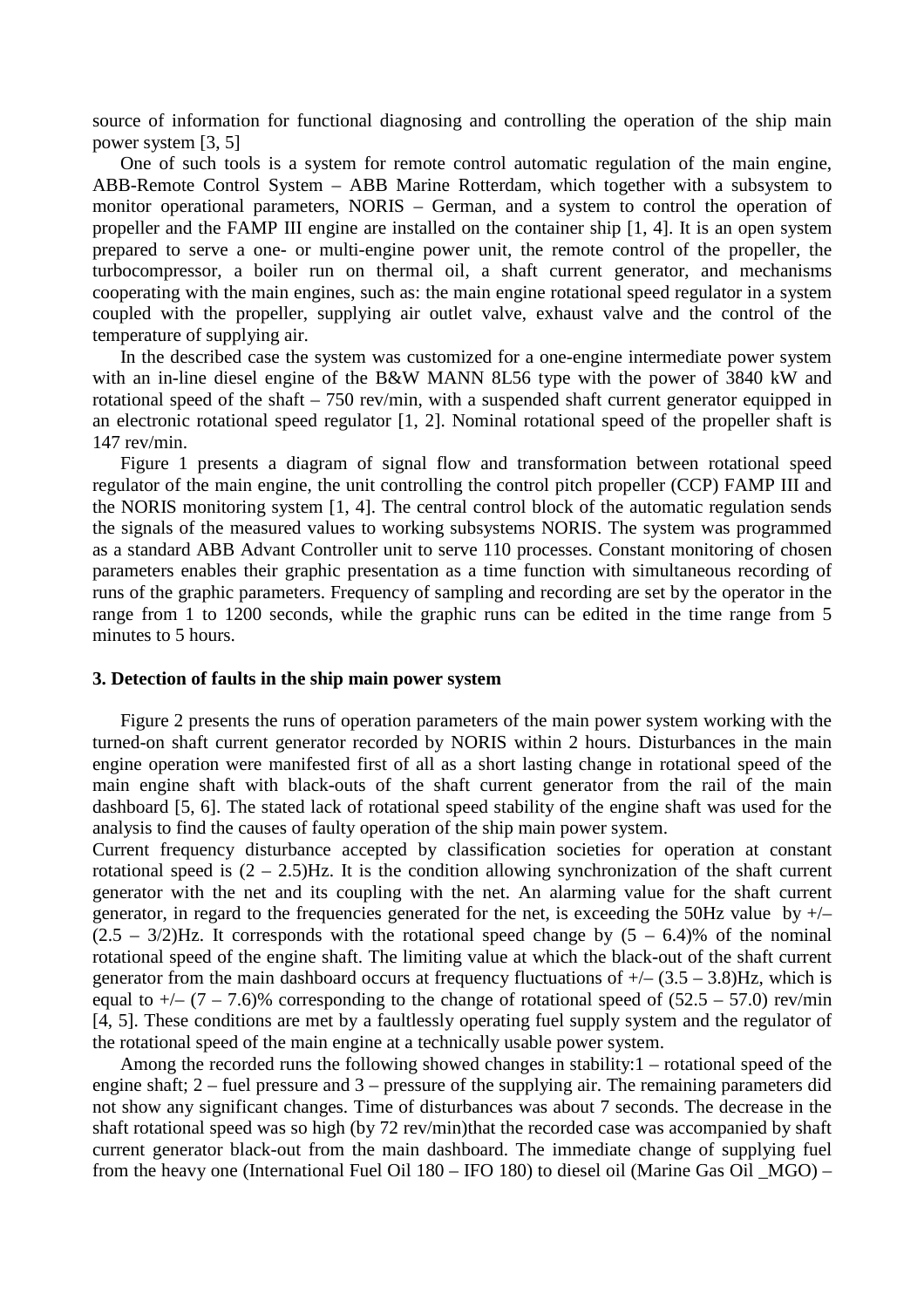source of information for functional diagnosing and controlling the operation of the ship main power system [3, 5]

One of such tools is a system for remote control automatic regulation of the main engine, ABB-Remote Control System – ABB Marine Rotterdam, which together with a subsystem to monitor operational parameters, NORIS – German, and a system to control the operation of propeller and the FAMP III engine are installed on the container ship [1, 4]. It is an open system prepared to serve a one- or multi-engine power unit, the remote control of the propeller, the turbocompressor, a boiler run on thermal oil, a shaft current generator, and mechanisms cooperating with the main engines, such as: the main engine rotational speed regulator in a system coupled with the propeller, supplying air outlet valve, exhaust valve and the control of the temperature of supplying air.

In the described case the system was customized for a one-engine intermediate power system with an in-line diesel engine of the B&W MANN 8L56 type with the power of 3840 kW and rotational speed of the shaft – 750 rev/min, with a suspended shaft current generator equipped in an electronic rotational speed regulator [1, 2]. Nominal rotational speed of the propeller shaft is 147 rev/min.

Figure 1 presents a diagram of signal flow and transformation between rotational speed regulator of the main engine, the unit controlling the control pitch propeller (CCP) FAMP III and the NORIS monitoring system [1, 4]. The central control block of the automatic regulation sends the signals of the measured values to working subsystems NORIS. The system was programmed as a standard ABB Advant Controller unit to serve 110 processes. Constant monitoring of chosen parameters enables their graphic presentation as a time function with simultaneous recording of runs of the graphic parameters. Frequency of sampling and recording are set by the operator in the range from 1 to 1200 seconds, while the graphic runs can be edited in the time range from 5 minutes to 5 hours.

### 3. Detection of faults in the ship main power system

Figure 2 presents the runs of operation parameters of the main power system working with the turned-on shaft current generator recorded by NORIS within 2 hours. Disturbances in the main engine operation were manifested first of all as a short lasting change in rotational speed of the main engine shaft with black-outs of the shaft current generator from the rail of the main dashboard [5, 6]. The stated lack of rotational speed stability of the engine shaft was used for the analysis to find the causes of faulty operation of the ship main power system.

Current frequency disturbance accepted by classification societies for operation at constant rotational speed is (2 – 2.5)Hz. It is the condition allowing synchronization of the shaft current generator with the net and its coupling with the net. An alarming value for the shaft current generator, in regard to the frequencies generated for the net, is exceeding the 50Hz value by +/– (2.5 – 3/2)Hz. It corresponds with the rotational speed change by (5 – 6.4)% of the nominal rotational speed of the engine shaft. The limiting value at which the black-out of the shaft current generator from the main dashboard occurs at frequency fluctuations of +/– (3.5 – 3.8)Hz, which is equal to +/– (7 – 7.6)% corresponding to the change of rotational speed of (52.5 – 57.0) rev/min [4, 5]. These conditions are met by a faultlessly operating fuel supply system and the regulator of the rotational speed of the main engine at a technically usable power system.

Among the recorded runs the following showed changes in stability:1 – rotational speed of the engine shaft; 2 – fuel pressure and 3 – pressure of the supplying air. The remaining parameters did not show any significant changes. Time of disturbances was about 7 seconds. The decrease in the shaft rotational speed was so high (by 72 rev/min)that the recorded case was accompanied by shaft current generator black-out from the main dashboard. The immediate change of supplying fuel from the heavy one (International Fuel Oil 180 – IFO 180) to diesel oil (Marine Gas Oil _MGO) –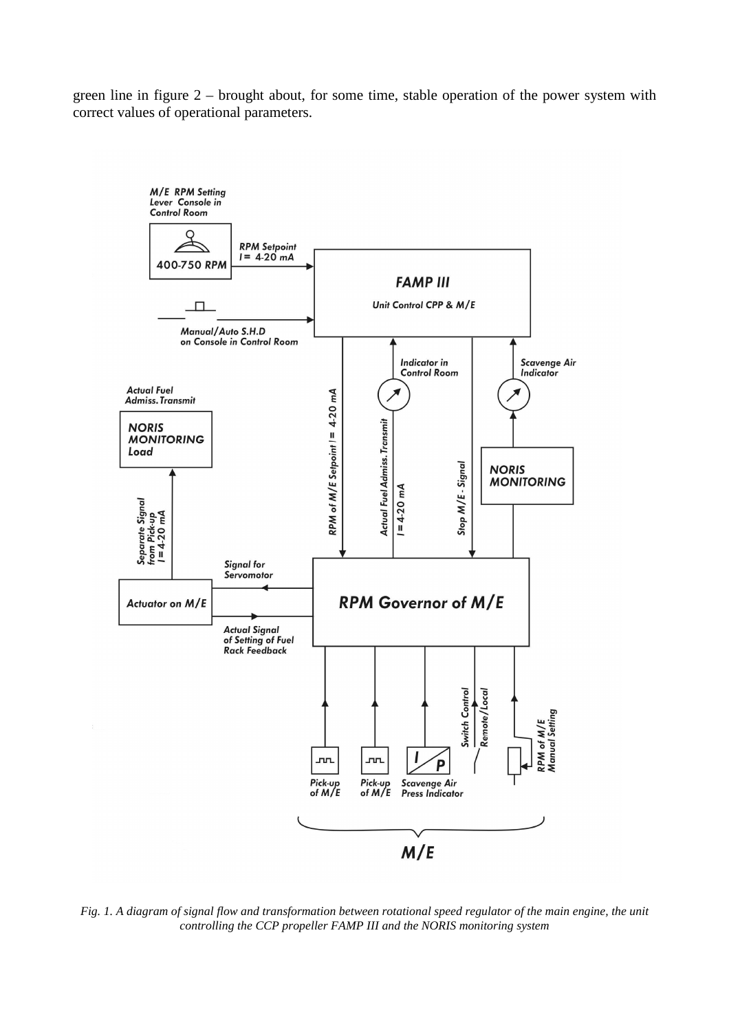green line in figure 2 – brought about, for some time, stable operation of the power system with correct values of operational parameters.

M/E RPM Setting Lever Console in Control Room

400-750 RPM

RPM Setpoint I = 4-20 mA

FAMP III

Unit Control CPP & M/E

Manual/Auto S.H.D on Console in Control Room

Indicator in Control Room

Scavenge Air Indicator

Actual Fuel Admiss. Transmit

NORIS MONITORING Load

RPM of M/E Setpoint I = 4-20 mA

Actual Fuel Admiss. Transmit I = 4-20 mA

Stop M/E - Signal

NORIS MONITORING

Separate Signal from Pick-up I = 4-20 mA

Signal for Servomotor

Actuator on M/E

RPM Governor of M/E

Actual Signal of Setting of Fuel Rack Feedback

Switch Control Remote/Local

RPM of M/E Manual Setting

Pick-up of M/E

Pick-up of M/E

I/P

Scavenge Air Press Indicator

M/E

*Fig. 1. A diagram of signal flow and transformation between rotational speed regulator of the main engine, the unit controlling the CCP propeller FAMP III and the NORIS monitoring system*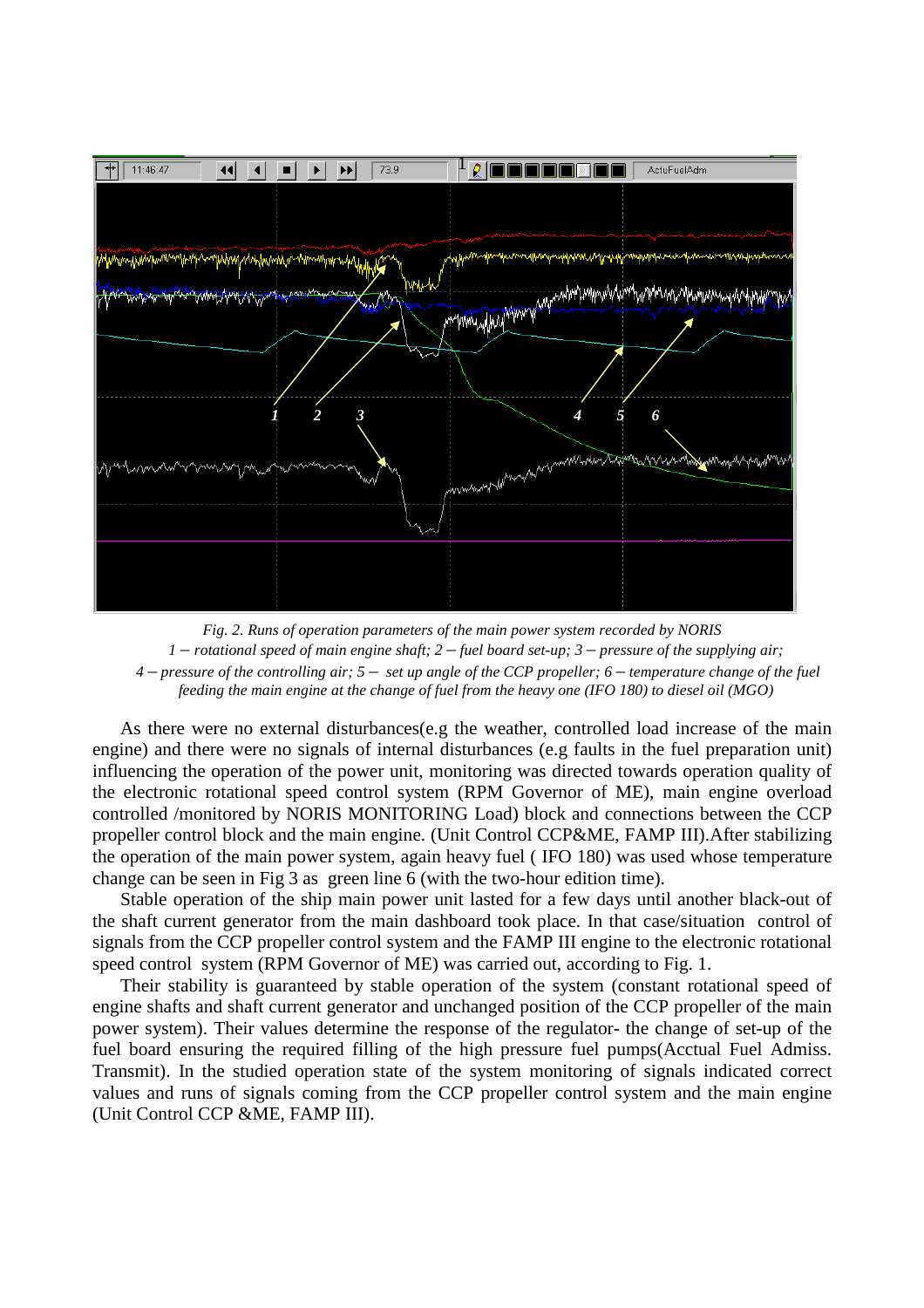11:46:47

73.9

ActuFuelAdm

1

2

3

4

5

6

*Fig. 2. Runs of operation parameters of the main power system recorded by NORIS*
*1 – rotational speed of main engine shaft; 2 – fuel board set-up; 3 – pressure of the supplying air;*
*4 – pressure of the controlling air; 5 – set up angle of the CCP propeller; 6 – temperature change of the fuel feeding the main engine at the change of fuel from the heavy one (IFO 180) to diesel oil (MGO)*

As there were no external disturbances(e.g the weather, controlled load increase of the main engine) and there were no signals of internal disturbances (e.g faults in the fuel preparation unit) influencing the operation of the power unit, monitoring was directed towards operation quality of the electronic rotational speed control system (RPM Governor of ME), main engine overload controlled /monitored by NORIS MONITORING Load) block and connections between the CCP propeller control block and the main engine. (Unit Control CCP&ME, FAMP III).After stabilizing the operation of the main power system, again heavy fuel ( IFO 180) was used whose temperature change can be seen in Fig 3 as green line 6 (with the two-hour edition time).

Stable operation of the ship main power unit lasted for a few days until another black-out of the shaft current generator from the main dashboard took place. In that case/situation control of signals from the CCP propeller control system and the FAMP III engine to the electronic rotational speed control system (RPM Governor of ME) was carried out, according to Fig. 1.

Their stability is guaranteed by stable operation of the system (constant rotational speed of engine shafts and shaft current generator and unchanged position of the CCP propeller of the main power system). Their values determine the response of the regulator- the change of set-up of the fuel board ensuring the required filling of the high pressure fuel pumps(Acctual Fuel Admiss. Transmit). In the studied operation state of the system monitoring of signals indicated correct values and runs of signals coming from the CCP propeller control system and the main engine (Unit Control CCP &ME, FAMP III).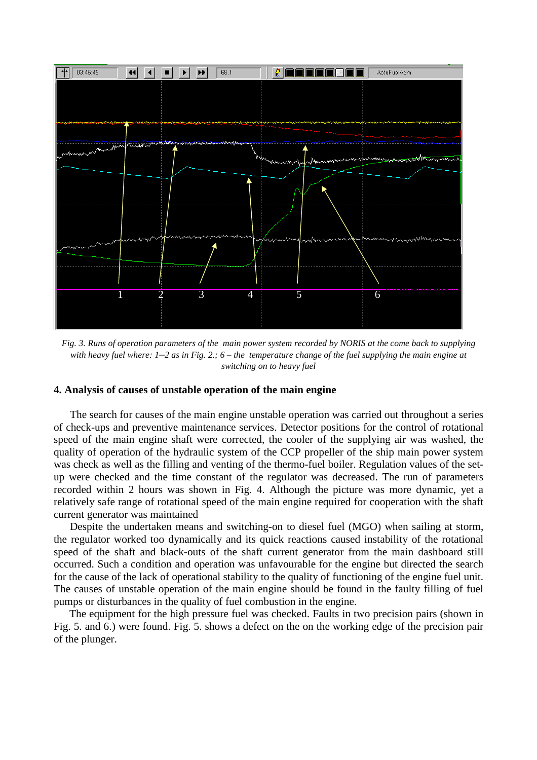03:45:45

68.1

ActuFuelAdm

1 2 3 4 5 6

*Fig. 3. Runs of operation parameters of the main power system recorded by NORIS at the come back to supplying with heavy fuel where: 1–2 as in Fig. 2.; 6 – the temperature change of the fuel supplying the main engine at switching on to heavy fuel*

## 4. Analysis of causes of unstable operation of the main engine

The search for causes of the main engine unstable operation was carried out throughout a series of check-ups and preventive maintenance services. Detector positions for the control of rotational speed of the main engine shaft were corrected, the cooler of the supplying air was washed, the quality of operation of the hydraulic system of the CCP propeller of the ship main power system was check as well as the filling and venting of the thermo-fuel boiler. Regulation values of the set-up were checked and the time constant of the regulator was decreased. The run of parameters recorded within 2 hours was shown in Fig. 4. Although the picture was more dynamic, yet a relatively safe range of rotational speed of the main engine required for cooperation with the shaft current generator was maintained

Despite the undertaken means and switching-on to diesel fuel (MGO) when sailing at storm, the regulator worked too dynamically and its quick reactions caused instability of the rotational speed of the shaft and black-outs of the shaft current generator from the main dashboard still occurred. Such a condition and operation was unfavourable for the engine but directed the search for the cause of the lack of operational stability to the quality of functioning of the engine fuel unit. The causes of unstable operation of the main engine should be found in the faulty filling of fuel pumps or disturbances in the quality of fuel combustion in the engine.

The equipment for the high pressure fuel was checked. Faults in two precision pairs (shown in Fig. 5. and 6.) were found. Fig. 5. shows a defect on the on the working edge of the precision pair of the plunger.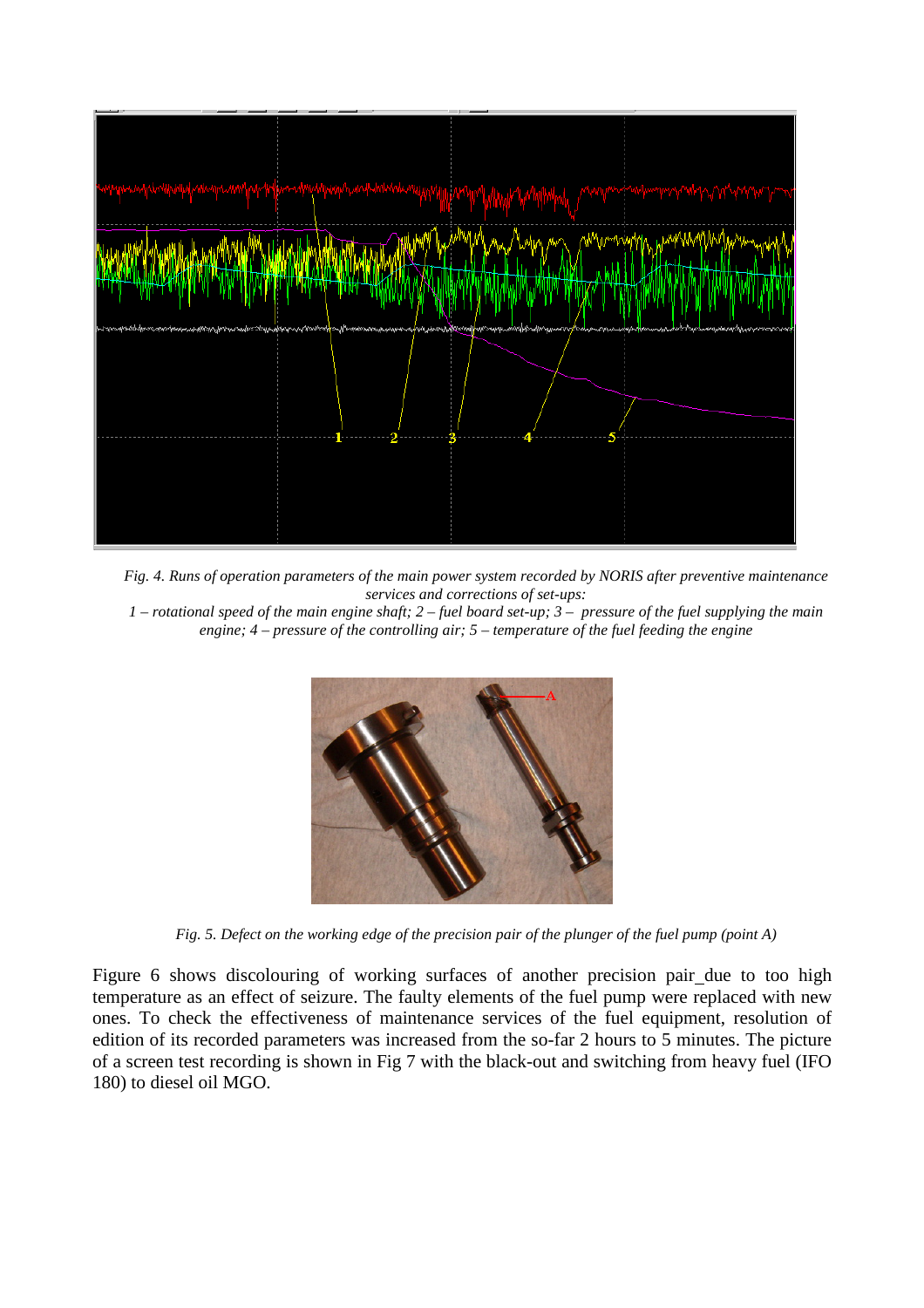1
2
3
4
5

*Fig. 4. Runs of operation parameters of the main power system recorded by NORIS after preventive maintenance services and corrections of set-ups:*
*1 – rotational speed of the main engine shaft; 2 – fuel board set-up; 3 – pressure of the fuel supplying the main engine; 4 – pressure of the controlling air; 5 – temperature of the fuel feeding the engine*

A

*Fig. 5. Defect on the working edge of the precision pair of the plunger of the fuel pump (point A)*

Figure 6 shows discolouring of working surfaces of another precision pair_due to too high temperature as an effect of seizure. The faulty elements of the fuel pump were replaced with new ones. To check the effectiveness of maintenance services of the fuel equipment, resolution of edition of its recorded parameters was increased from the so-far 2 hours to 5 minutes. The picture of a screen test recording is shown in Fig 7 with the black-out and switching from heavy fuel (IFO 180) to diesel oil MGO.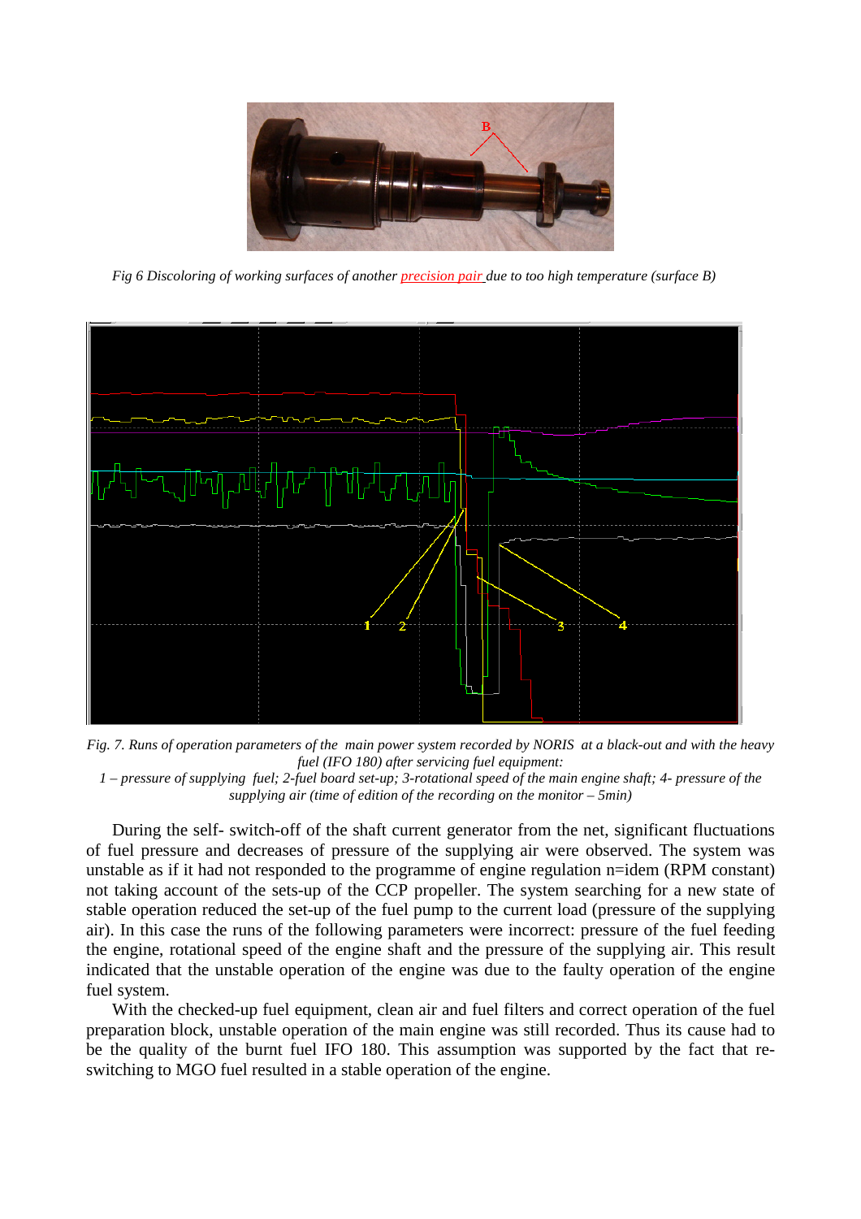*B*

*Fig 6 Discoloring of working surfaces of another precision pair due to too high temperature (surface B)*

1
2
3
4

*Fig. 7. Runs of operation parameters of the main power system recorded by NORIS at a black-out and with the heavy fuel (IFO 180) after servicing fuel equipment:*
*1 – pressure of supplying fuel; 2-fuel board set-up; 3-rotational speed of the main engine shaft; 4- pressure of the supplying air (time of edition of the recording on the monitor – 5min)*

During the self- switch-off of the shaft current generator from the net, significant fluctuations of fuel pressure and decreases of pressure of the supplying air were observed. The system was unstable as if it had not responded to the programme of engine regulation n=idem (RPM constant) not taking account of the sets-up of the CCP propeller. The system searching for a new state of stable operation reduced the set-up of the fuel pump to the current load (pressure of the supplying air). In this case the runs of the following parameters were incorrect: pressure of the fuel feeding the engine, rotational speed of the engine shaft and the pressure of the supplying air. This result indicated that the unstable operation of the engine was due to the faulty operation of the engine fuel system.

With the checked-up fuel equipment, clean air and fuel filters and correct operation of the fuel preparation block, unstable operation of the main engine was still recorded. Thus its cause had to be the quality of the burnt fuel IFO 180. This assumption was supported by the fact that re-switching to MGO fuel resulted in a stable operation of the engine.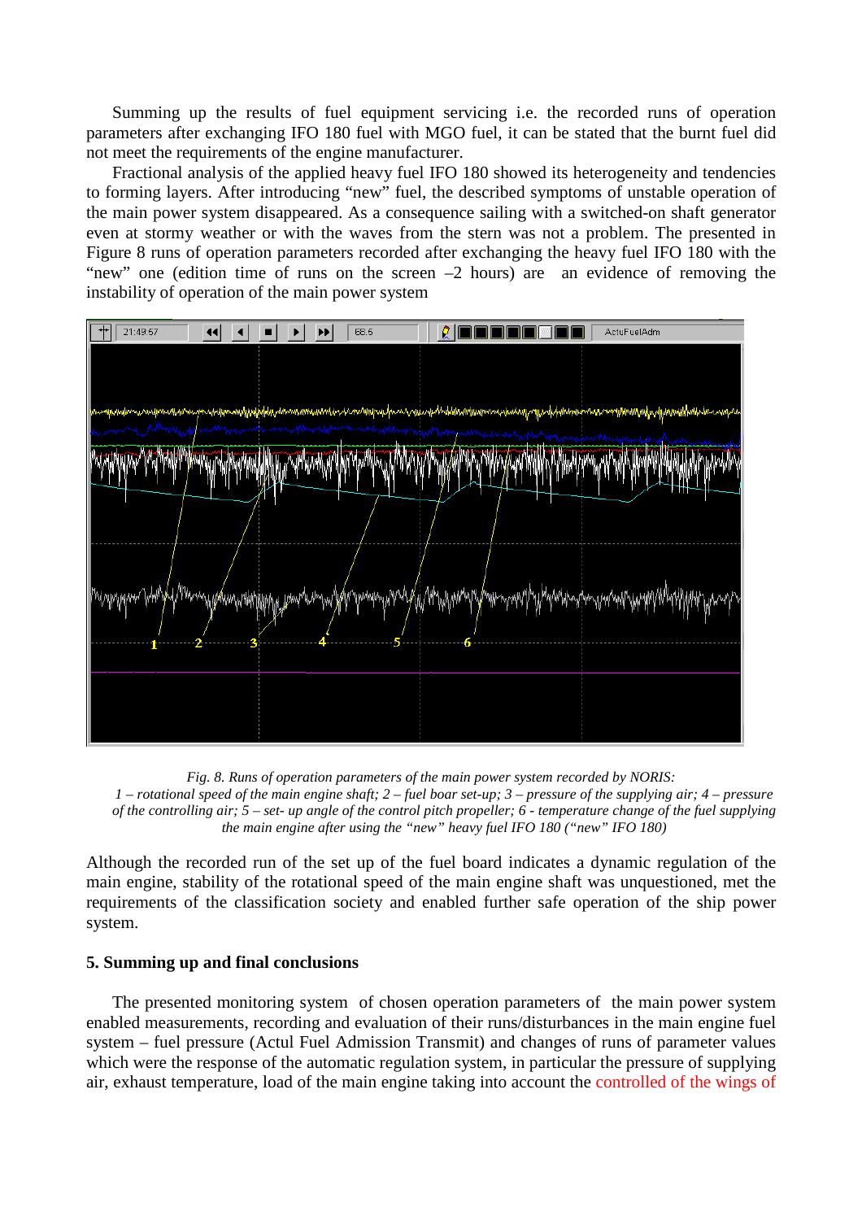Summing up the results of fuel equipment servicing i.e. the recorded runs of operation parameters after exchanging IFO 180 fuel with MGO fuel, it can be stated that the burnt fuel did not meet the requirements of the engine manufacturer.

Fractional analysis of the applied heavy fuel IFO 180 showed its heterogeneity and tendencies to forming layers. After introducing "new" fuel, the described symptoms of unstable operation of the main power system disappeared. As a consequence sailing with a switched-on shaft generator even at stormy weather or with the waves from the stern was not a problem. The presented in Figure 8 runs of operation parameters recorded after exchanging the heavy fuel IFO 180 with the "new" one (edition time of runs on the screen –2 hours) are an evidence of removing the instability of operation of the main power system

21:49:57
68.5
ActuFuelAdm
1
2
3
4
5
6

*Fig. 8. Runs of operation parameters of the main power system recorded by NORIS: 1 – rotational speed of the main engine shaft; 2 – fuel boar set-up; 3 – pressure of the supplying air; 4 – pressure of the controlling air; 5 – set- up angle of the control pitch propeller; 6 - temperature change of the fuel supplying the main engine after using the "new" heavy fuel IFO 180 ("new" IFO 180)*

Although the recorded run of the set up of the fuel board indicates a dynamic regulation of the main engine, stability of the rotational speed of the main engine shaft was unquestioned, met the requirements of the classification society and enabled further safe operation of the ship power system.

## 5. Summing up and final conclusions

The presented monitoring system of chosen operation parameters of the main power system enabled measurements, recording and evaluation of their runs/disturbances in the main engine fuel system – fuel pressure (Actul Fuel Admission Transmit) and changes of runs of parameter values which were the response of the automatic regulation system, in particular the pressure of supplying air, exhaust temperature, load of the main engine taking into account the controlled of the wings of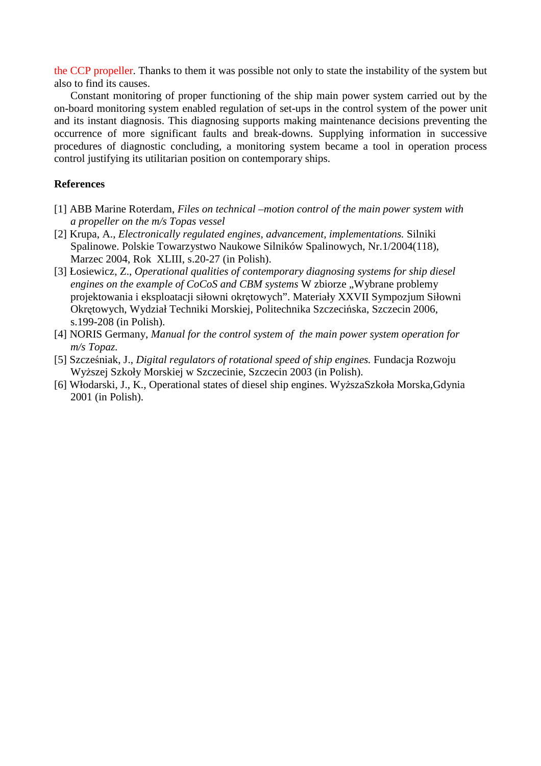the CCP propeller. Thanks to them it was possible not only to state the instability of the system but also to find its causes.

Constant monitoring of proper functioning of the ship main power system carried out by the on-board monitoring system enabled regulation of set-ups in the control system of the power unit and its instant diagnosis. This diagnosing supports making maintenance decisions preventing the occurrence of more significant faults and break-downs. Supplying information in successive procedures of diagnostic concluding, a monitoring system became a tool in operation process control justifying its utilitarian position on contemporary ships.

**References**

[1] ABB Marine Roterdam, *Files on technical –motion control of the main power system with a propeller on the m/s Topas vessel*

[2] Krupa, A., *Electronically regulated engines, advancement, implementations.* Silniki Spalinowe. Polskie Towarzystwo Naukowe Silników Spalinowych, Nr.1/2004(118), Marzec 2004, Rok XLIII, s.20-27 (in Polish).

[3] Łosiewicz, Z., *Operational qualities of contemporary diagnosing systems for ship diesel engines on the example of CoCoS and CBM systems* W zbiorze „Wybrane problemy projektowania i eksploatacji siłowni okrętowych". Materiały XXVII Sympozjum Siłowni Okrętowych, Wydział Techniki Morskiej, Politechnika Szczecińska, Szczecin 2006, s.199-208 (in Polish).

[4] NORIS Germany, *Manual for the control system of the main power system operation for m/s Topaz.*

[5] Szcześniak, J., *Digital regulators of rotational speed of ship engines.* Fundacja Rozwoju Wyższej Szkoły Morskiej w Szczecinie, Szczecin 2003 (in Polish).

[6] Włodarski, J., K., Operational states of diesel ship engines. WyższaSzkoła Morska,Gdynia 2001 (in Polish).